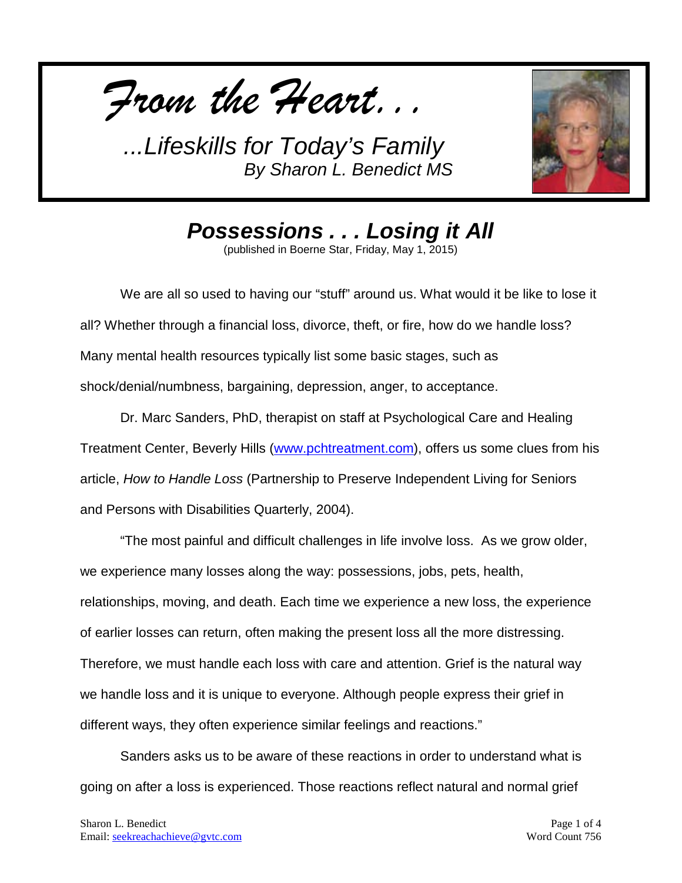*From the Heart...*

*...Lifeskills for Today's Family*
*By Sharon L. Benedict MS*

# *Possessions . . . Losing it All*

(published in Boerne Star, Friday, May 1, 2015)

We are all so used to having our "stuff" around us. What would it be like to lose it all? Whether through a financial loss, divorce, theft, or fire, how do we handle loss? Many mental health resources typically list some basic stages, such as shock/denial/numbness, bargaining, depression, anger, to acceptance.

Dr. Marc Sanders, PhD, therapist on staff at Psychological Care and Healing Treatment Center, Beverly Hills (www.pchtreatment.com), offers us some clues from his article, *How to Handle Loss* (Partnership to Preserve Independent Living for Seniors and Persons with Disabilities Quarterly, 2004).

"The most painful and difficult challenges in life involve loss. As we grow older, we experience many losses along the way: possessions, jobs, pets, health, relationships, moving, and death. Each time we experience a new loss, the experience of earlier losses can return, often making the present loss all the more distressing. Therefore, we must handle each loss with care and attention. Grief is the natural way we handle loss and it is unique to everyone. Although people express their grief in different ways, they often experience similar feelings and reactions."

Sanders asks us to be aware of these reactions in order to understand what is going on after a loss is experienced. Those reactions reflect natural and normal grief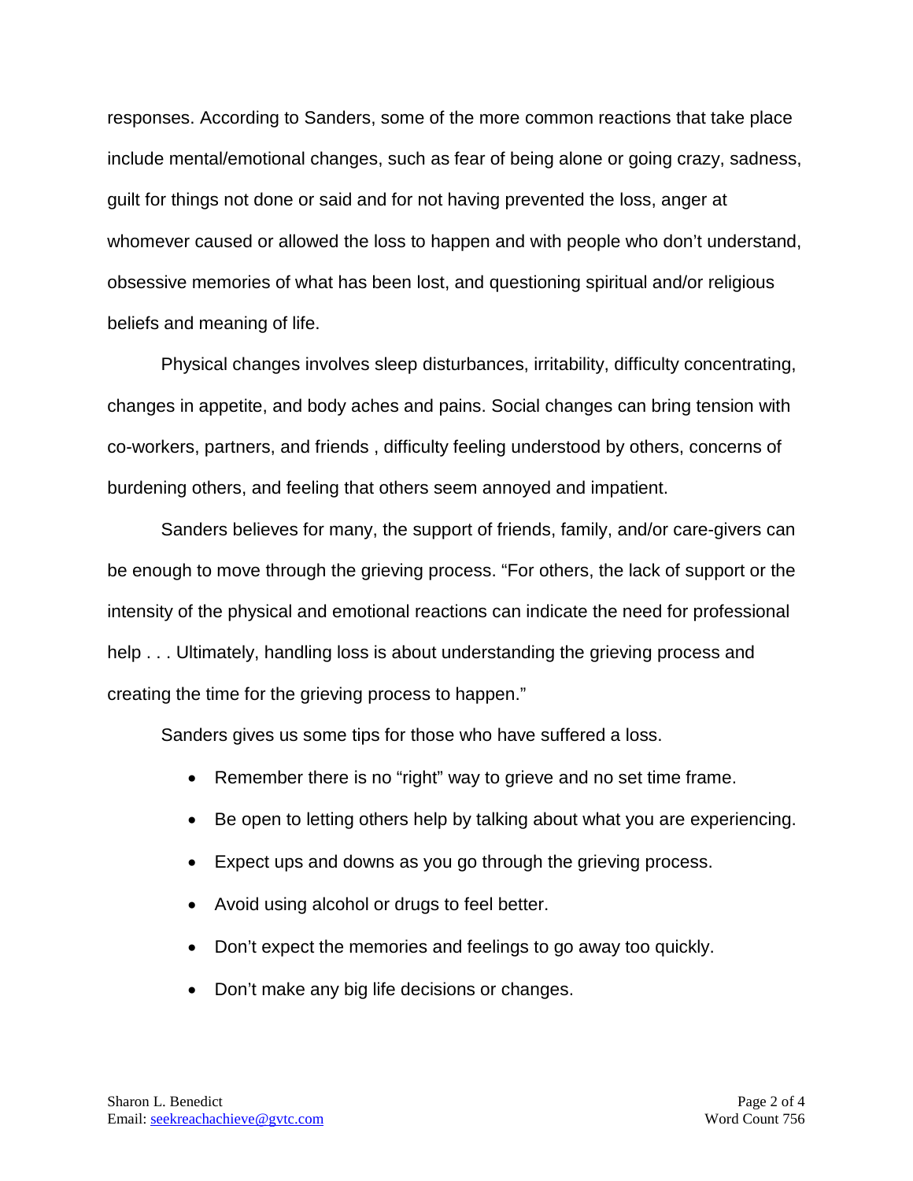responses. According to Sanders, some of the more common reactions that take place include mental/emotional changes, such as fear of being alone or going crazy, sadness, guilt for things not done or said and for not having prevented the loss, anger at whomever caused or allowed the loss to happen and with people who don't understand, obsessive memories of what has been lost, and questioning spiritual and/or religious beliefs and meaning of life.

Physical changes involves sleep disturbances, irritability, difficulty concentrating, changes in appetite, and body aches and pains. Social changes can bring tension with co-workers, partners, and friends , difficulty feeling understood by others, concerns of burdening others, and feeling that others seem annoyed and impatient.

Sanders believes for many, the support of friends, family, and/or care-givers can be enough to move through the grieving process. "For others, the lack of support or the intensity of the physical and emotional reactions can indicate the need for professional help . . . Ultimately, handling loss is about understanding the grieving process and creating the time for the grieving process to happen."

Sanders gives us some tips for those who have suffered a loss.

- Remember there is no "right" way to grieve and no set time frame.
- Be open to letting others help by talking about what you are experiencing.
- Expect ups and downs as you go through the grieving process.
- Avoid using alcohol or drugs to feel better.
- Don't expect the memories and feelings to go away too quickly.
- Don't make any big life decisions or changes.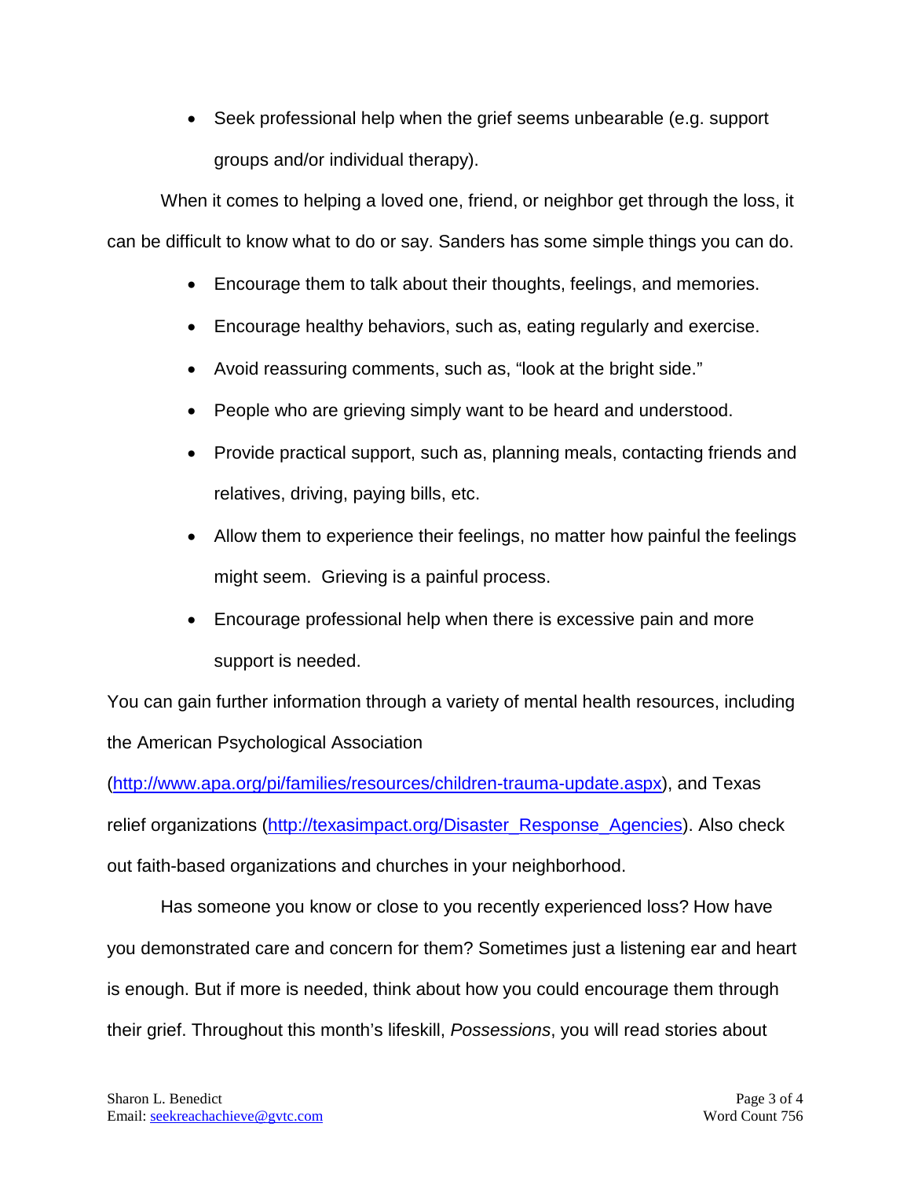- Seek professional help when the grief seems unbearable (e.g. support groups and/or individual therapy).

When it comes to helping a loved one, friend, or neighbor get through the loss, it can be difficult to know what to do or say. Sanders has some simple things you can do.

- Encourage them to talk about their thoughts, feelings, and memories.
- Encourage healthy behaviors, such as, eating regularly and exercise.
- Avoid reassuring comments, such as, "look at the bright side."
- People who are grieving simply want to be heard and understood.
- Provide practical support, such as, planning meals, contacting friends and relatives, driving, paying bills, etc.
- Allow them to experience their feelings, no matter how painful the feelings might seem. Grieving is a painful process.
- Encourage professional help when there is excessive pain and more support is needed.

You can gain further information through a variety of mental health resources, including the American Psychological Association (http://www.apa.org/pi/families/resources/children-trauma-update.aspx), and Texas relief organizations (http://texasimpact.org/Disaster_Response_Agencies). Also check out faith-based organizations and churches in your neighborhood.

Has someone you know or close to you recently experienced loss? How have you demonstrated care and concern for them? Sometimes just a listening ear and heart is enough. But if more is needed, think about how you could encourage them through their grief. Throughout this month's lifeskill, *Possessions*, you will read stories about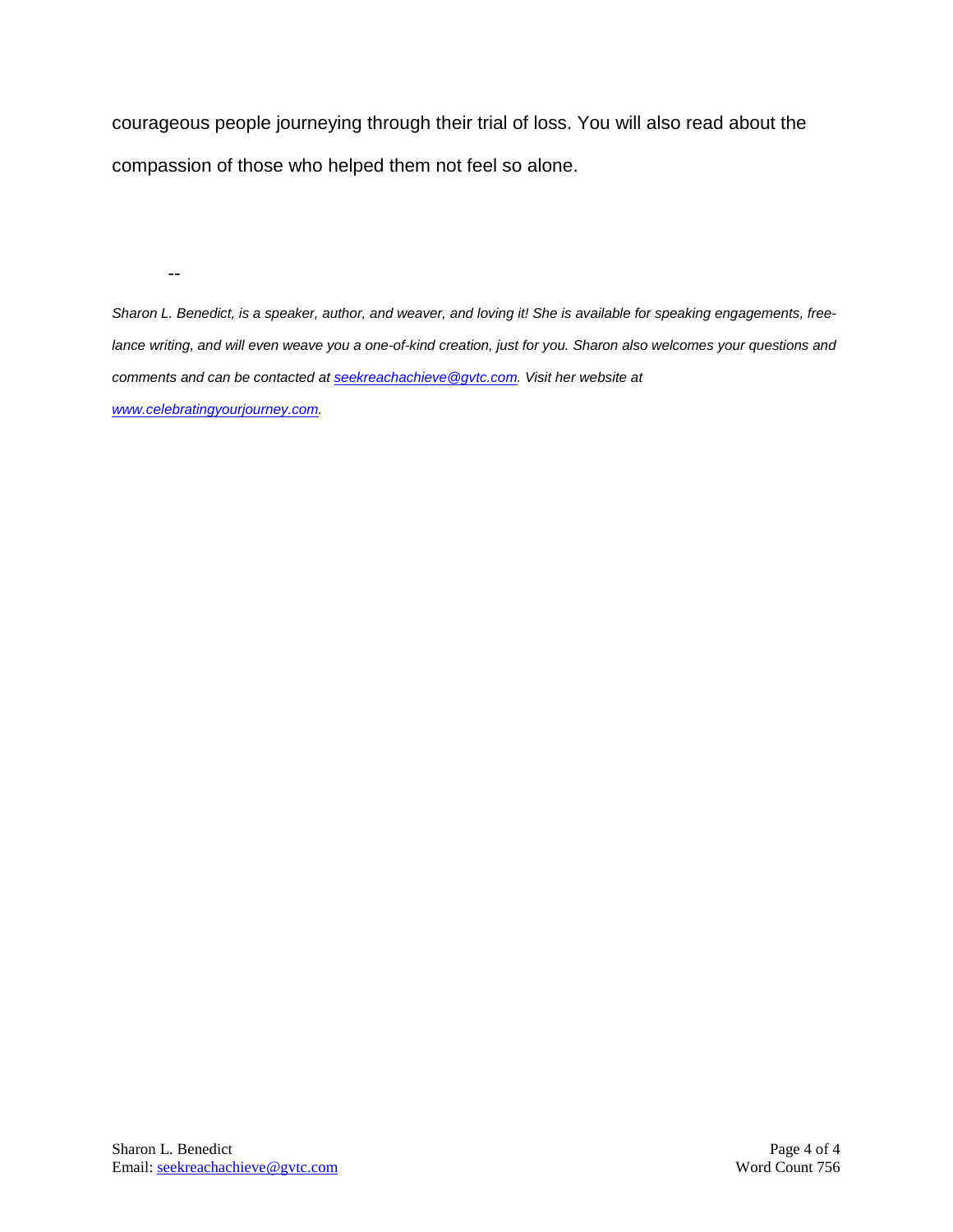courageous people journeying through their trial of loss. You will also read about the compassion of those who helped them not feel so alone.

--

*Sharon L. Benedict, is a speaker, author, and weaver, and loving it! She is available for speaking engagements, free-lance writing, and will even weave you a one-of-kind creation, just for you. Sharon also welcomes your questions and comments and can be contacted at seekreachachieve@gvtc.com. Visit her website at www.celebratingyourjourney.com.*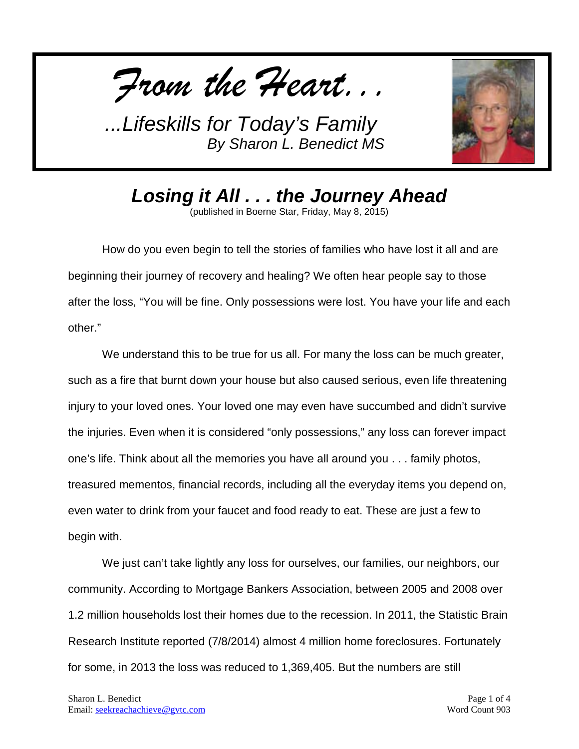*From the Heart. . .*

*...Lifeskills for Today's Family*
*By Sharon L. Benedict MS*

## *Losing it All . . . the Journey Ahead*

(published in Boerne Star, Friday, May 8, 2015)

How do you even begin to tell the stories of families who have lost it all and are beginning their journey of recovery and healing? We often hear people say to those after the loss, "You will be fine. Only possessions were lost. You have your life and each other."

We understand this to be true for us all. For many the loss can be much greater, such as a fire that burnt down your house but also caused serious, even life threatening injury to your loved ones. Your loved one may even have succumbed and didn't survive the injuries. Even when it is considered "only possessions," any loss can forever impact one's life. Think about all the memories you have all around you . . . family photos, treasured mementos, financial records, including all the everyday items you depend on, even water to drink from your faucet and food ready to eat. These are just a few to begin with.

We just can't take lightly any loss for ourselves, our families, our neighbors, our community. According to Mortgage Bankers Association, between 2005 and 2008 over 1.2 million households lost their homes due to the recession. In 2011, the Statistic Brain Research Institute reported (7/8/2014) almost 4 million home foreclosures. Fortunately for some, in 2013 the loss was reduced to 1,369,405. But the numbers are still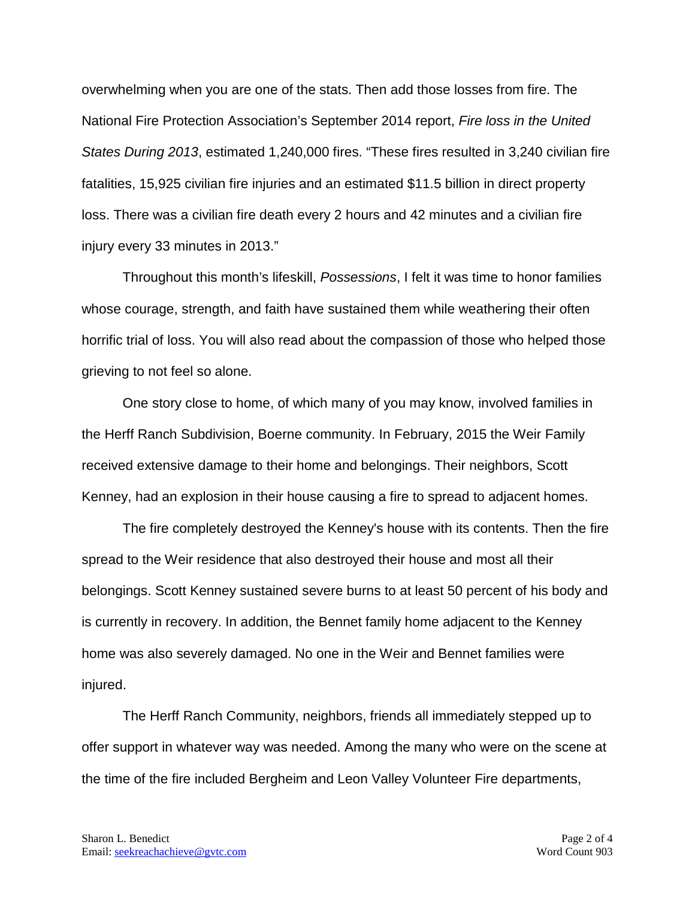overwhelming when you are one of the stats. Then add those losses from fire. The National Fire Protection Association's September 2014 report, *Fire loss in the United States During 2013*, estimated 1,240,000 fires. "These fires resulted in 3,240 civilian fire fatalities, 15,925 civilian fire injuries and an estimated $11.5 billion in direct property loss. There was a civilian fire death every 2 hours and 42 minutes and a civilian fire injury every 33 minutes in 2013."

Throughout this month's lifeskill, *Possessions*, I felt it was time to honor families whose courage, strength, and faith have sustained them while weathering their often horrific trial of loss. You will also read about the compassion of those who helped those grieving to not feel so alone.

One story close to home, of which many of you may know, involved families in the Herff Ranch Subdivision, Boerne community. In February, 2015 the Weir Family received extensive damage to their home and belongings. Their neighbors, Scott Kenney, had an explosion in their house causing a fire to spread to adjacent homes.

The fire completely destroyed the Kenney's house with its contents. Then the fire spread to the Weir residence that also destroyed their house and most all their belongings. Scott Kenney sustained severe burns to at least 50 percent of his body and is currently in recovery. In addition, the Bennet family home adjacent to the Kenney home was also severely damaged. No one in the Weir and Bennet families were injured.

The Herff Ranch Community, neighbors, friends all immediately stepped up to offer support in whatever way was needed. Among the many who were on the scene at the time of the fire included Bergheim and Leon Valley Volunteer Fire departments,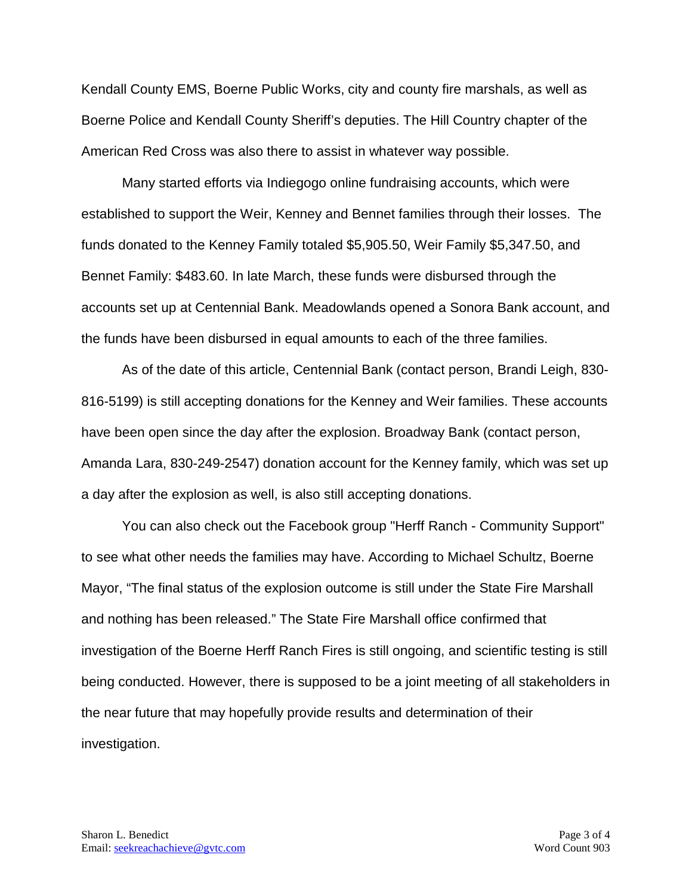Kendall County EMS, Boerne Public Works, city and county fire marshals, as well as Boerne Police and Kendall County Sheriff's deputies. The Hill Country chapter of the American Red Cross was also there to assist in whatever way possible.

Many started efforts via Indiegogo online fundraising accounts, which were established to support the Weir, Kenney and Bennet families through their losses. The funds donated to the Kenney Family totaled $5,905.50, Weir Family $5,347.50, and Bennet Family: $483.60. In late March, these funds were disbursed through the accounts set up at Centennial Bank. Meadowlands opened a Sonora Bank account, and the funds have been disbursed in equal amounts to each of the three families.

As of the date of this article, Centennial Bank (contact person, Brandi Leigh, 830-816-5199) is still accepting donations for the Kenney and Weir families. These accounts have been open since the day after the explosion. Broadway Bank (contact person, Amanda Lara, 830-249-2547) donation account for the Kenney family, which was set up a day after the explosion as well, is also still accepting donations.

You can also check out the Facebook group "Herff Ranch - Community Support" to see what other needs the families may have. According to Michael Schultz, Boerne Mayor, "The final status of the explosion outcome is still under the State Fire Marshall and nothing has been released." The State Fire Marshall office confirmed that investigation of the Boerne Herff Ranch Fires is still ongoing, and scientific testing is still being conducted. However, there is supposed to be a joint meeting of all stakeholders in the near future that may hopefully provide results and determination of their investigation.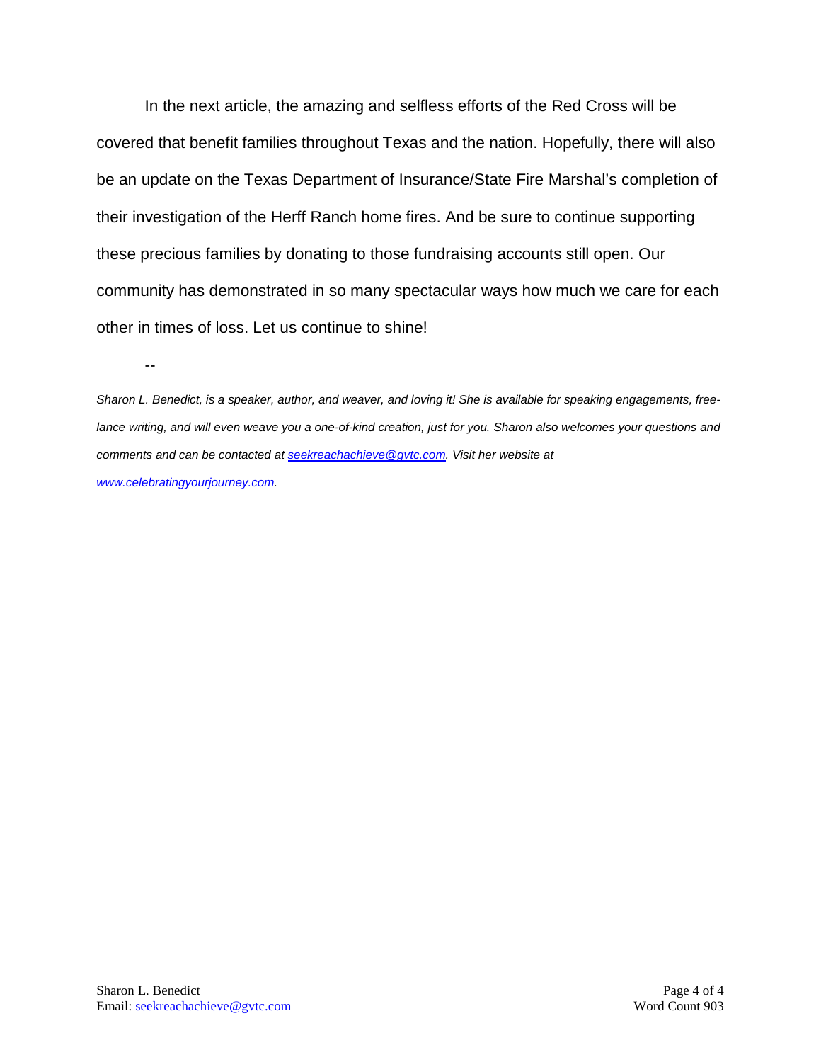In the next article, the amazing and selfless efforts of the Red Cross will be covered that benefit families throughout Texas and the nation. Hopefully, there will also be an update on the Texas Department of Insurance/State Fire Marshal's completion of their investigation of the Herff Ranch home fires. And be sure to continue supporting these precious families by donating to those fundraising accounts still open. Our community has demonstrated in so many spectacular ways how much we care for each other in times of loss. Let us continue to shine!

--

*Sharon L. Benedict, is a speaker, author, and weaver, and loving it! She is available for speaking engagements, free-lance writing, and will even weave you a one-of-kind creation, just for you. Sharon also welcomes your questions and comments and can be contacted at [seekreachachieve@gvtc.com](mailto:seekreachachieve@gvtc.com). Visit her website at [www.celebratingyourjourney.com](http://www.celebratingyourjourney.com).*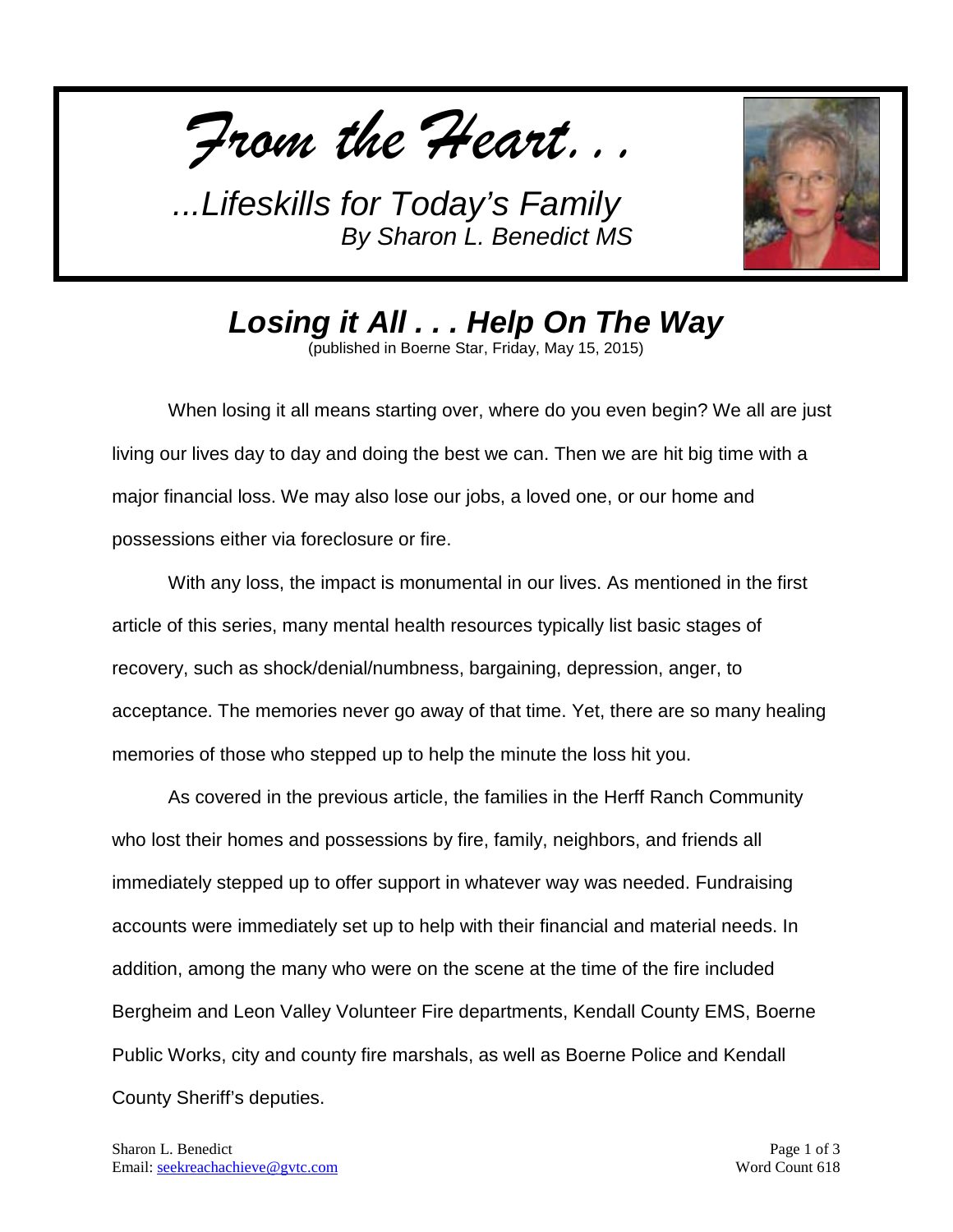*From the Heart. . .*

*...Lifeskills for Today's Family*
*By Sharon L. Benedict MS*

## *Losing it All . . . Help On The Way*

(published in Boerne Star, Friday, May 15, 2015)

When losing it all means starting over, where do you even begin? We all are just living our lives day to day and doing the best we can. Then we are hit big time with a major financial loss. We may also lose our jobs, a loved one, or our home and possessions either via foreclosure or fire.

With any loss, the impact is monumental in our lives. As mentioned in the first article of this series, many mental health resources typically list basic stages of recovery, such as shock/denial/numbness, bargaining, depression, anger, to acceptance. The memories never go away of that time. Yet, there are so many healing memories of those who stepped up to help the minute the loss hit you.

As covered in the previous article, the families in the Herff Ranch Community who lost their homes and possessions by fire, family, neighbors, and friends all immediately stepped up to offer support in whatever way was needed. Fundraising accounts were immediately set up to help with their financial and material needs. In addition, among the many who were on the scene at the time of the fire included Bergheim and Leon Valley Volunteer Fire departments, Kendall County EMS, Boerne Public Works, city and county fire marshals, as well as Boerne Police and Kendall County Sheriff's deputies.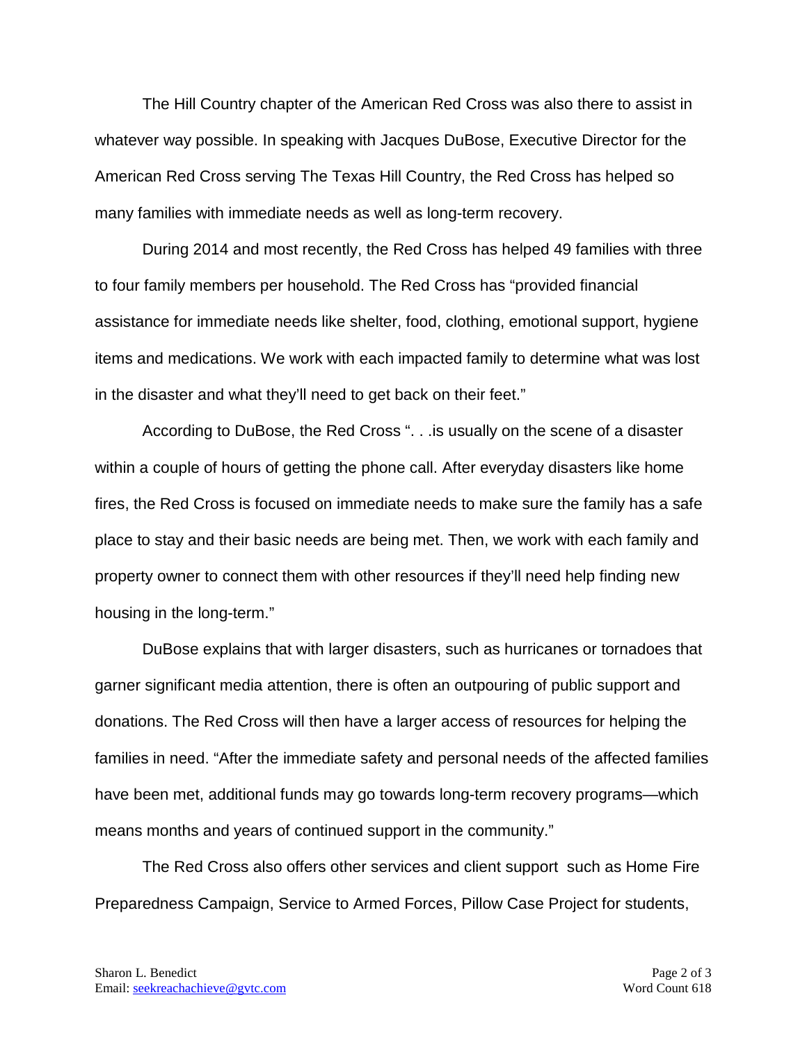The Hill Country chapter of the American Red Cross was also there to assist in whatever way possible. In speaking with Jacques DuBose, Executive Director for the American Red Cross serving The Texas Hill Country, the Red Cross has helped so many families with immediate needs as well as long-term recovery.

During 2014 and most recently, the Red Cross has helped 49 families with three to four family members per household. The Red Cross has "provided financial assistance for immediate needs like shelter, food, clothing, emotional support, hygiene items and medications. We work with each impacted family to determine what was lost in the disaster and what they'll need to get back on their feet."

According to DuBose, the Red Cross ". . .is usually on the scene of a disaster within a couple of hours of getting the phone call. After everyday disasters like home fires, the Red Cross is focused on immediate needs to make sure the family has a safe place to stay and their basic needs are being met. Then, we work with each family and property owner to connect them with other resources if they'll need help finding new housing in the long-term."

DuBose explains that with larger disasters, such as hurricanes or tornadoes that garner significant media attention, there is often an outpouring of public support and donations. The Red Cross will then have a larger access of resources for helping the families in need. "After the immediate safety and personal needs of the affected families have been met, additional funds may go towards long-term recovery programs—which means months and years of continued support in the community."

The Red Cross also offers other services and client support such as Home Fire Preparedness Campaign, Service to Armed Forces, Pillow Case Project for students,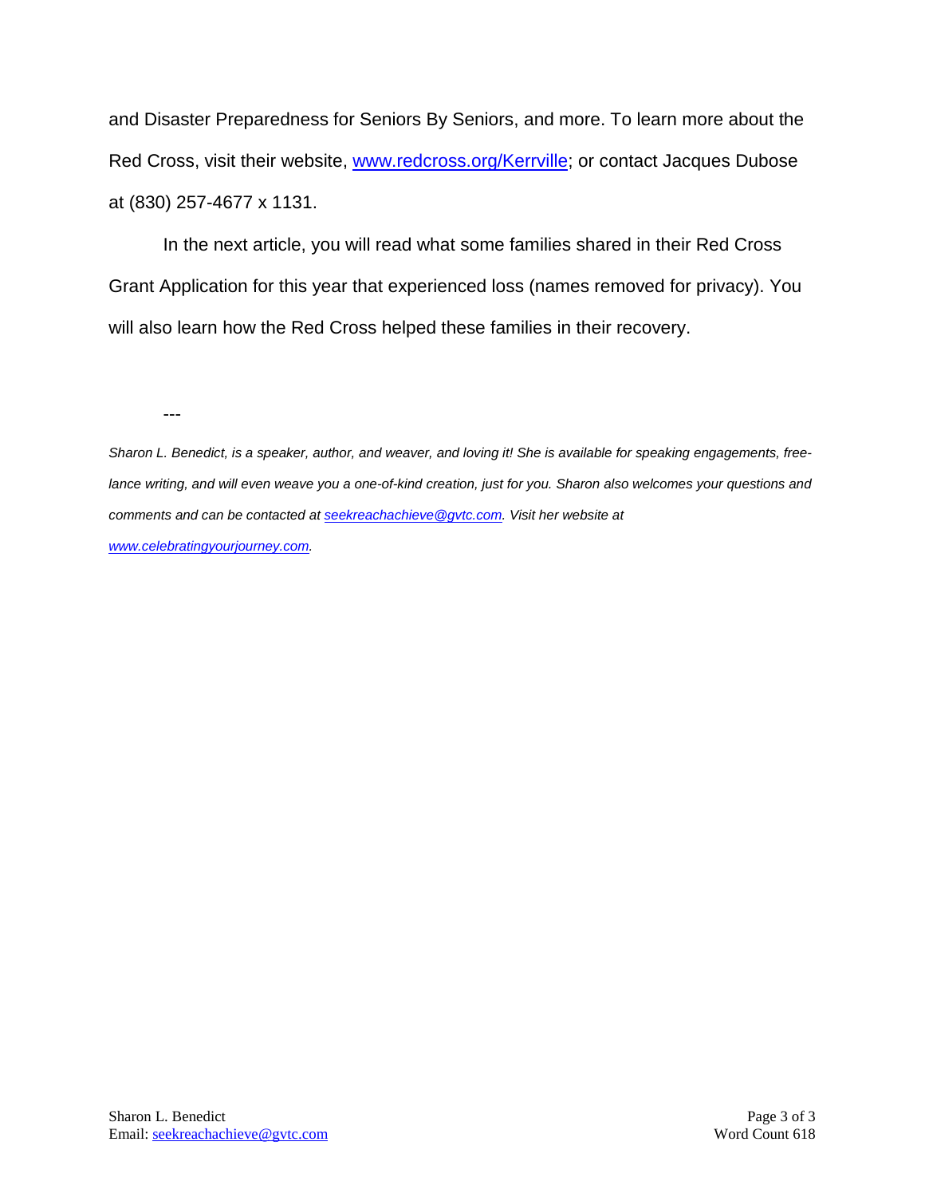and Disaster Preparedness for Seniors By Seniors, and more. To learn more about the Red Cross, visit their website, [www.redcross.org/Kerrville](http://www.redcross.org/Kerrville); or contact Jacques Dubose at (830) 257-4677 x 1131.

In the next article, you will read what some families shared in their Red Cross Grant Application for this year that experienced loss (names removed for privacy). You will also learn how the Red Cross helped these families in their recovery.

---

*Sharon L. Benedict, is a speaker, author, and weaver, and loving it! She is available for speaking engagements, free-lance writing, and will even weave you a one-of-kind creation, just for you. Sharon also welcomes your questions and comments and can be contacted at [seekreachachieve@gvtc.com](mailto:seekreachachieve@gvtc.com). Visit her website at [www.celebratingyourjourney.com](http://www.celebratingyourjourney.com).*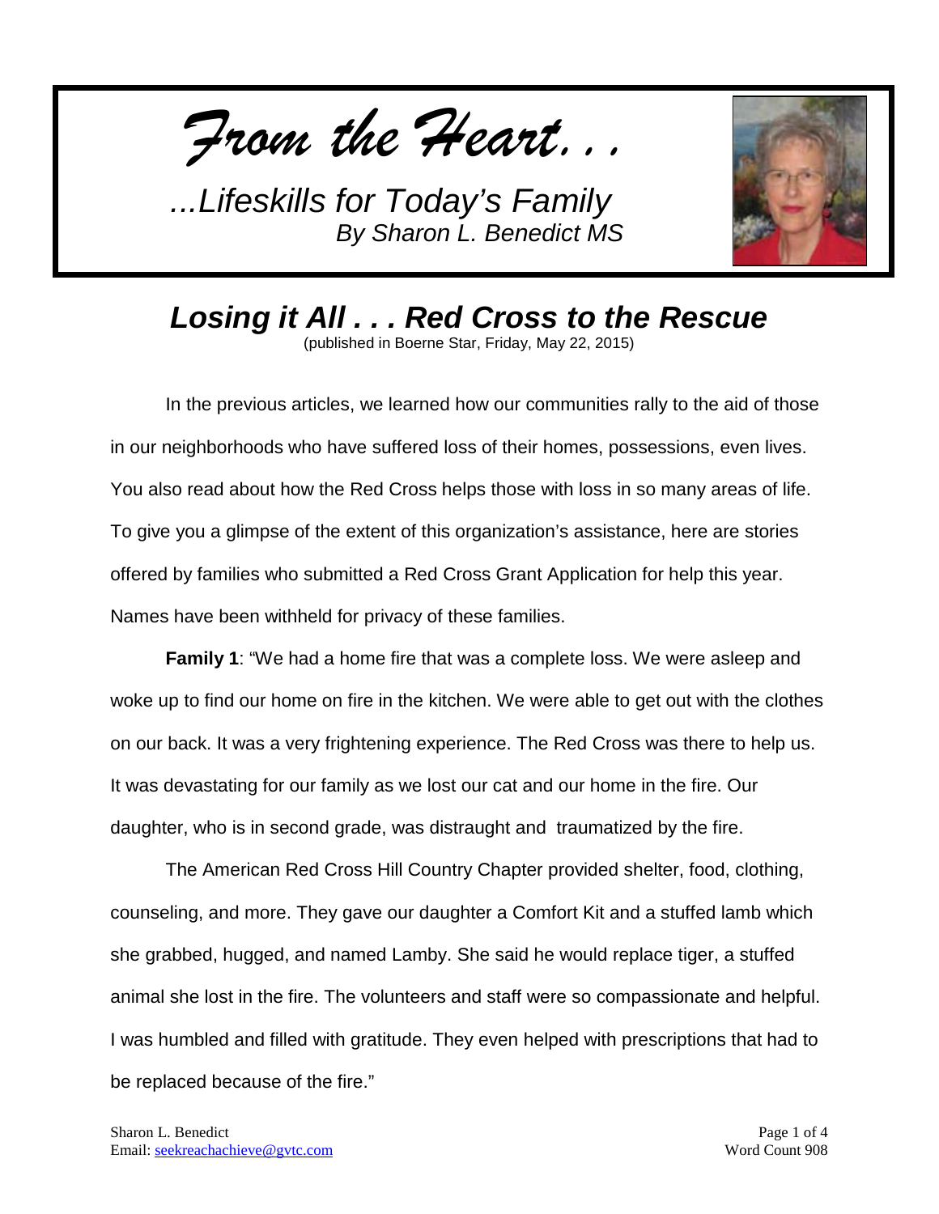*From the Heart. . .*

*...Lifeskills for Today's Family*
*By Sharon L. Benedict MS*

# *Losing it All . . . Red Cross to the Rescue*

(published in Boerne Star, Friday, May 22, 2015)

In the previous articles, we learned how our communities rally to the aid of those in our neighborhoods who have suffered loss of their homes, possessions, even lives. You also read about how the Red Cross helps those with loss in so many areas of life. To give you a glimpse of the extent of this organization's assistance, here are stories offered by families who submitted a Red Cross Grant Application for help this year. Names have been withheld for privacy of these families.

**Family 1**: "We had a home fire that was a complete loss. We were asleep and woke up to find our home on fire in the kitchen. We were able to get out with the clothes on our back. It was a very frightening experience. The Red Cross was there to help us. It was devastating for our family as we lost our cat and our home in the fire. Our daughter, who is in second grade, was distraught and traumatized by the fire.

The American Red Cross Hill Country Chapter provided shelter, food, clothing, counseling, and more. They gave our daughter a Comfort Kit and a stuffed lamb which she grabbed, hugged, and named Lamby. She said he would replace tiger, a stuffed animal she lost in the fire. The volunteers and staff were so compassionate and helpful. I was humbled and filled with gratitude. They even helped with prescriptions that had to be replaced because of the fire."

Sharon L. Benedict
Email: seekreachachieve@gvtc.com

Word Count 908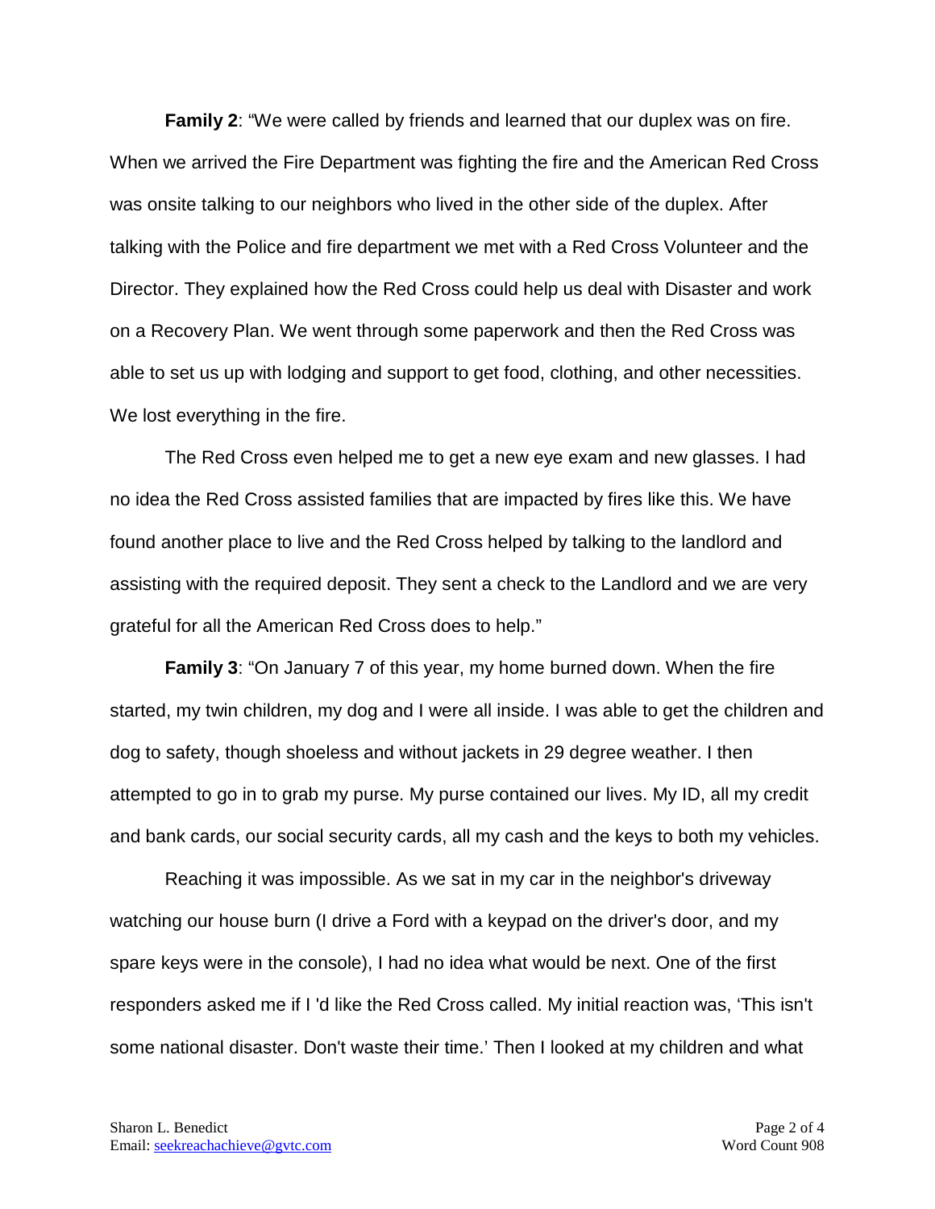**Family 2**: “We were called by friends and learned that our duplex was on fire. When we arrived the Fire Department was fighting the fire and the American Red Cross was onsite talking to our neighbors who lived in the other side of the duplex. After talking with the Police and fire department we met with a Red Cross Volunteer and the Director. They explained how the Red Cross could help us deal with Disaster and work on a Recovery Plan. We went through some paperwork and then the Red Cross was able to set us up with lodging and support to get food, clothing, and other necessities. We lost everything in the fire.

The Red Cross even helped me to get a new eye exam and new glasses. I had no idea the Red Cross assisted families that are impacted by fires like this. We have found another place to live and the Red Cross helped by talking to the landlord and assisting with the required deposit. They sent a check to the Landlord and we are very grateful for all the American Red Cross does to help.”

**Family 3**: “On January 7 of this year, my home burned down. When the fire started, my twin children, my dog and I were all inside. I was able to get the children and dog to safety, though shoeless and without jackets in 29 degree weather. I then attempted to go in to grab my purse. My purse contained our lives. My ID, all my credit and bank cards, our social security cards, all my cash and the keys to both my vehicles.

Reaching it was impossible. As we sat in my car in the neighbor's driveway watching our house burn (I drive a Ford with a keypad on the driver's door, and my spare keys were in the console), I had no idea what would be next. One of the first responders asked me if I 'd like the Red Cross called. My initial reaction was, ‘This isn't some national disaster. Don't waste their time.’ Then I looked at my children and what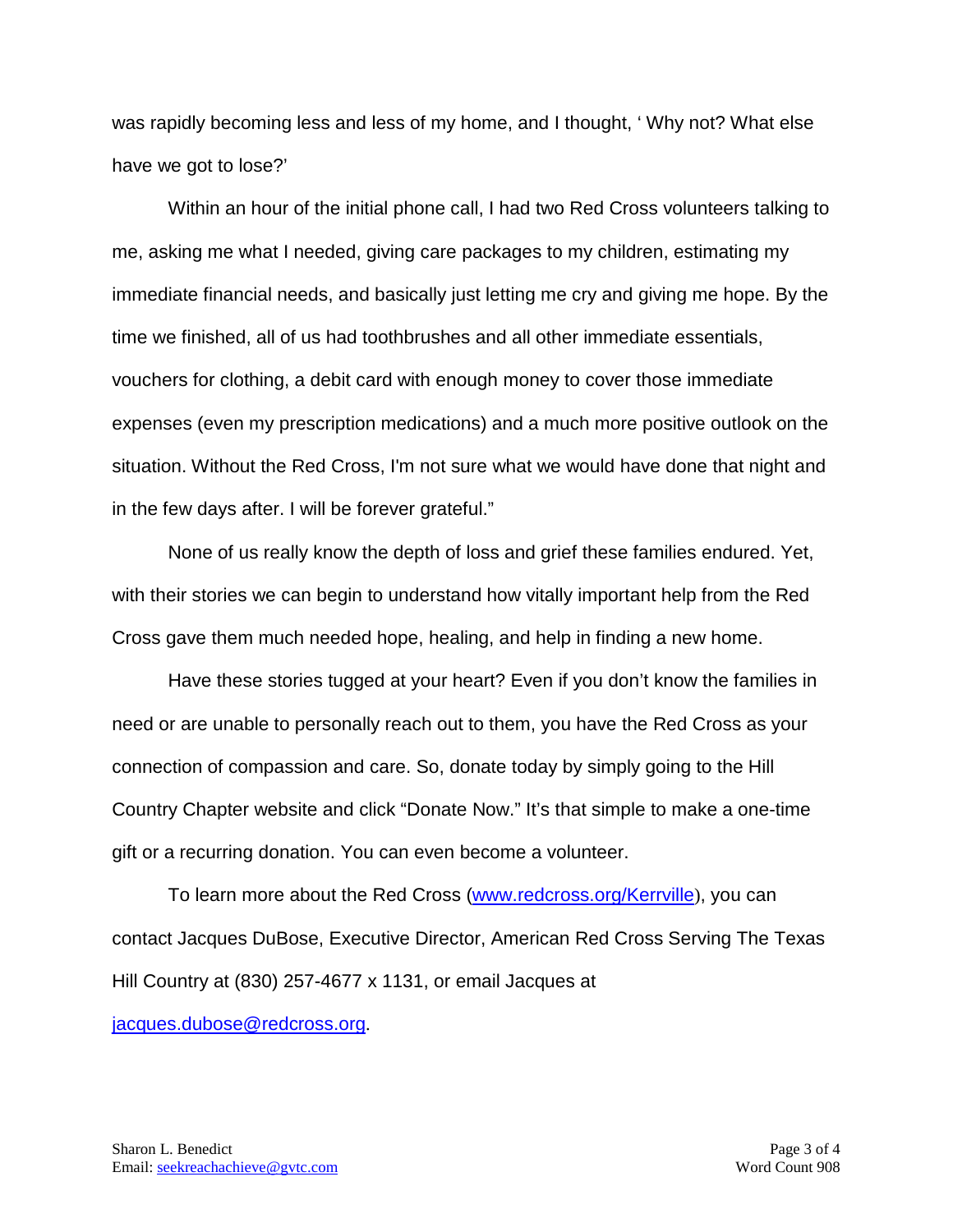was rapidly becoming less and less of my home, and I thought, ' Why not? What else have we got to lose?'

Within an hour of the initial phone call, I had two Red Cross volunteers talking to me, asking me what I needed, giving care packages to my children, estimating my immediate financial needs, and basically just letting me cry and giving me hope. By the time we finished, all of us had toothbrushes and all other immediate essentials, vouchers for clothing, a debit card with enough money to cover those immediate expenses (even my prescription medications) and a much more positive outlook on the situation. Without the Red Cross, I'm not sure what we would have done that night and in the few days after. I will be forever grateful."

None of us really know the depth of loss and grief these families endured. Yet, with their stories we can begin to understand how vitally important help from the Red Cross gave them much needed hope, healing, and help in finding a new home.

Have these stories tugged at your heart? Even if you don't know the families in need or are unable to personally reach out to them, you have the Red Cross as your connection of compassion and care. So, donate today by simply going to the Hill Country Chapter website and click "Donate Now." It's that simple to make a one-time gift or a recurring donation. You can even become a volunteer.

To learn more about the Red Cross ([www.redcross.org/Kerrville](www.redcross.org/Kerrville)), you can contact Jacques DuBose, Executive Director, American Red Cross Serving The Texas Hill Country at (830) 257-4677 x 1131, or email Jacques at [jacques.dubose@redcross.org](mailto:jacques.dubose@redcross.org).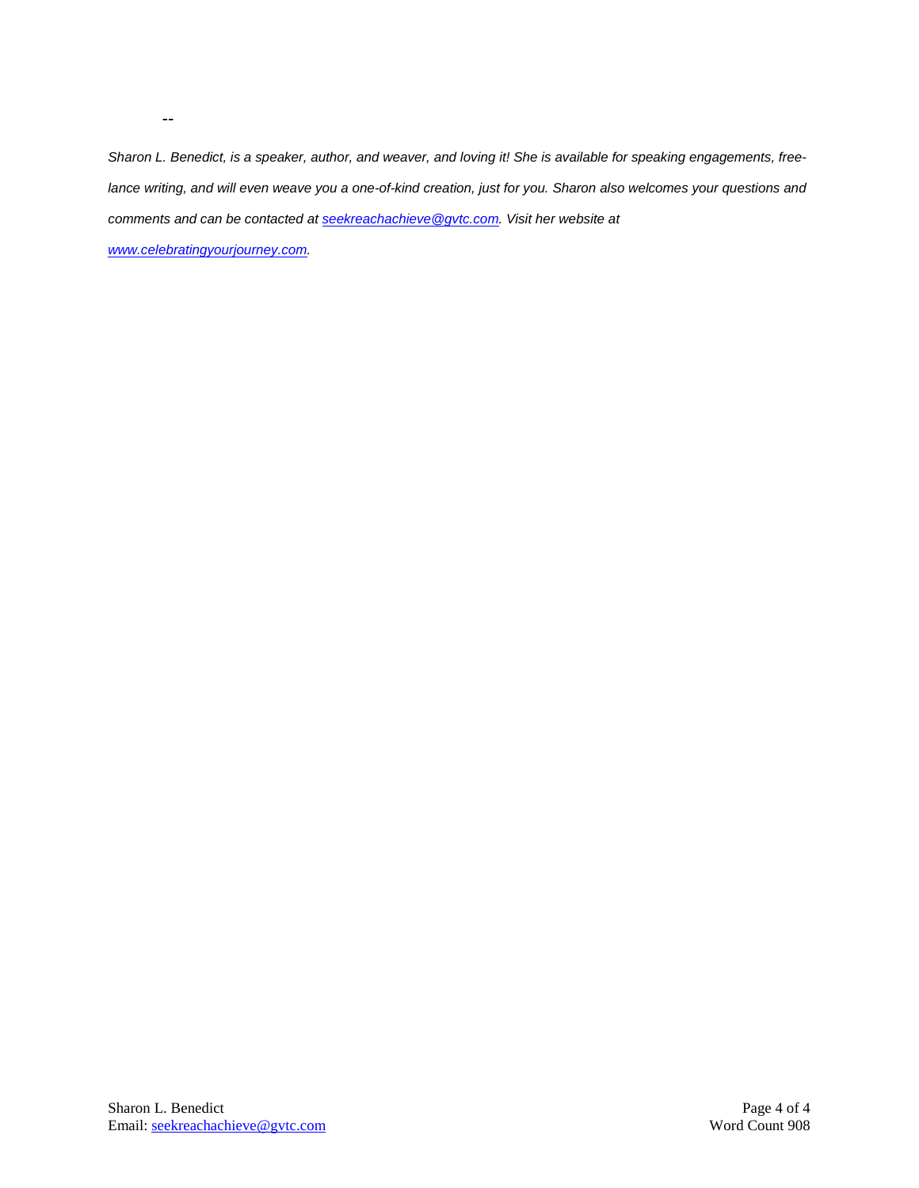--

*Sharon L. Benedict, is a speaker, author, and weaver, and loving it! She is available for speaking engagements, free-lance writing, and will even weave you a one-of-kind creation, just for you. Sharon also welcomes your questions and comments and can be contacted at [seekreachachieve@gvtc.com](mailto:seekreachachieve@gvtc.com). Visit her website at [www.celebratingyourjourney.com](http://www.celebratingyourjourney.com).*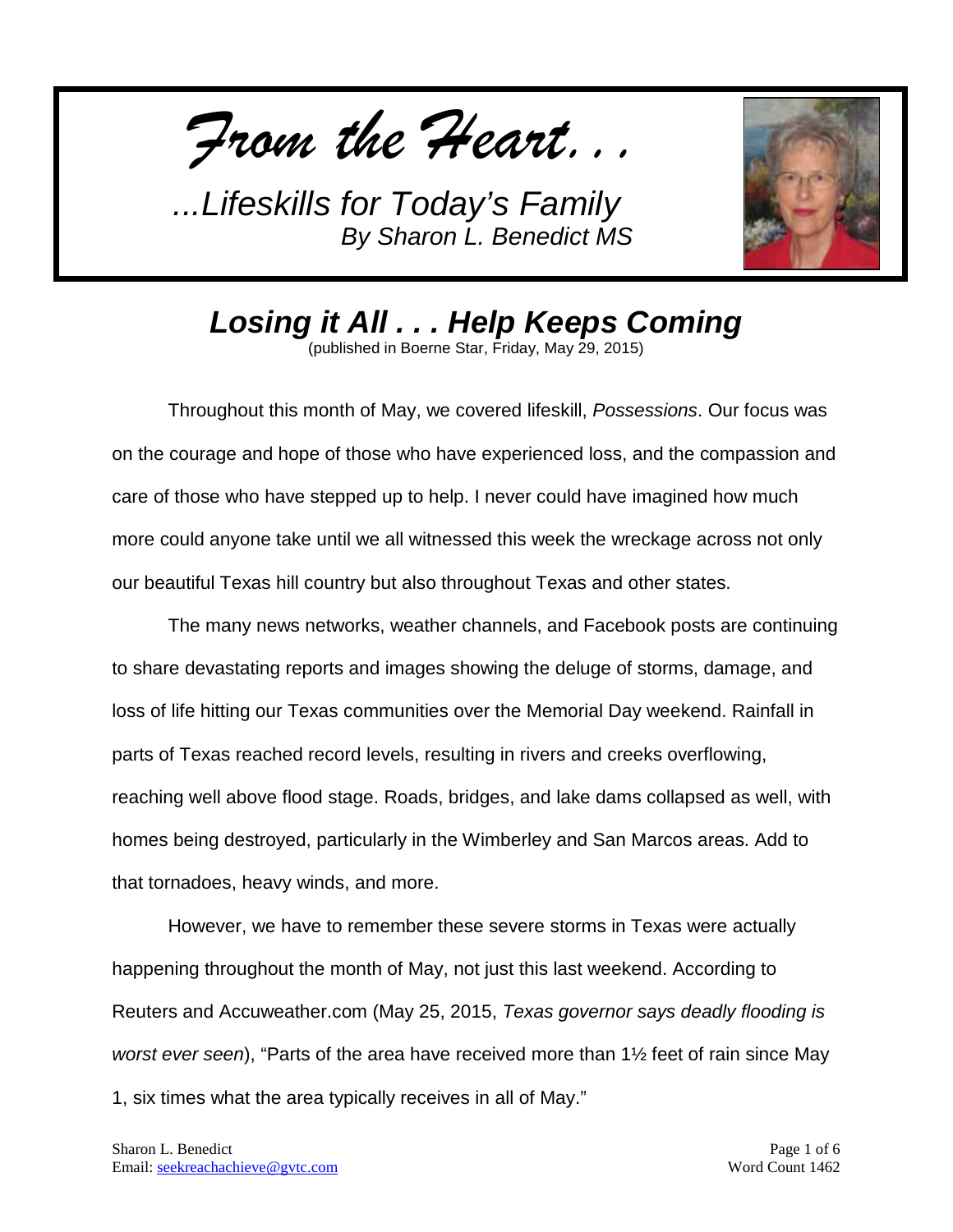*From the Heart. . .*

*...Lifeskills for Today's Family*
*By Sharon L. Benedict MS*

# *Losing it All . . . Help Keeps Coming*

(published in Boerne Star, Friday, May 29, 2015)

Throughout this month of May, we covered lifeskill, *Possessions*. Our focus was on the courage and hope of those who have experienced loss, and the compassion and care of those who have stepped up to help. I never could have imagined how much more could anyone take until we all witnessed this week the wreckage across not only our beautiful Texas hill country but also throughout Texas and other states.

The many news networks, weather channels, and Facebook posts are continuing to share devastating reports and images showing the deluge of storms, damage, and loss of life hitting our Texas communities over the Memorial Day weekend. Rainfall in parts of Texas reached record levels, resulting in rivers and creeks overflowing, reaching well above flood stage. Roads, bridges, and lake dams collapsed as well, with homes being destroyed, particularly in the Wimberley and San Marcos areas. Add to that tornadoes, heavy winds, and more.

However, we have to remember these severe storms in Texas were actually happening throughout the month of May, not just this last weekend. According to Reuters and Accuweather.com (May 25, 2015, *Texas governor says deadly flooding is worst ever seen*), "Parts of the area have received more than 1½ feet of rain since May 1, six times what the area typically receives in all of May."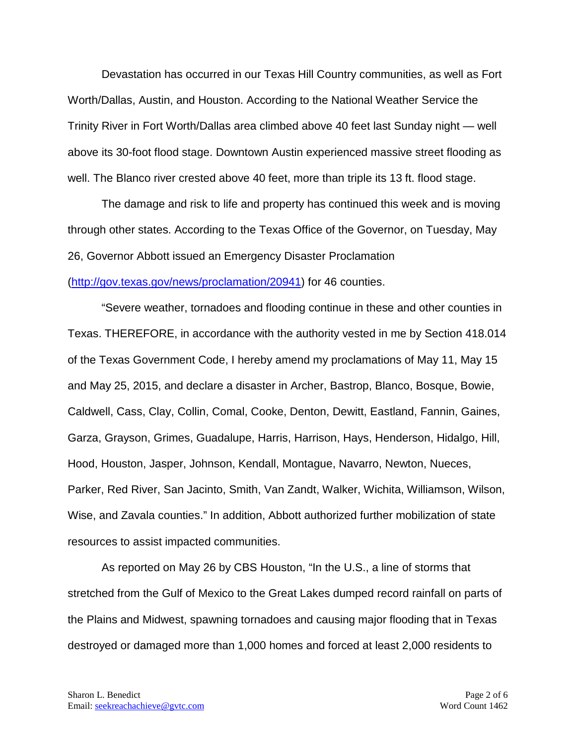Devastation has occurred in our Texas Hill Country communities, as well as Fort Worth/Dallas, Austin, and Houston. According to the National Weather Service the Trinity River in Fort Worth/Dallas area climbed above 40 feet last Sunday night — well above its 30-foot flood stage. Downtown Austin experienced massive street flooding as well. The Blanco river crested above 40 feet, more than triple its 13 ft. flood stage.

The damage and risk to life and property has continued this week and is moving through other states. According to the Texas Office of the Governor, on Tuesday, May 26, Governor Abbott issued an Emergency Disaster Proclamation (http://gov.texas.gov/news/proclamation/20941) for 46 counties.

"Severe weather, tornadoes and flooding continue in these and other counties in Texas. THEREFORE, in accordance with the authority vested in me by Section 418.014 of the Texas Government Code, I hereby amend my proclamations of May 11, May 15 and May 25, 2015, and declare a disaster in Archer, Bastrop, Blanco, Bosque, Bowie, Caldwell, Cass, Clay, Collin, Comal, Cooke, Denton, Dewitt, Eastland, Fannin, Gaines, Garza, Grayson, Grimes, Guadalupe, Harris, Harrison, Hays, Henderson, Hidalgo, Hill, Hood, Houston, Jasper, Johnson, Kendall, Montague, Navarro, Newton, Nueces, Parker, Red River, San Jacinto, Smith, Van Zandt, Walker, Wichita, Williamson, Wilson, Wise, and Zavala counties." In addition, Abbott authorized further mobilization of state resources to assist impacted communities.

As reported on May 26 by CBS Houston, "In the U.S., a line of storms that stretched from the Gulf of Mexico to the Great Lakes dumped record rainfall on parts of the Plains and Midwest, spawning tornadoes and causing major flooding that in Texas destroyed or damaged more than 1,000 homes and forced at least 2,000 residents to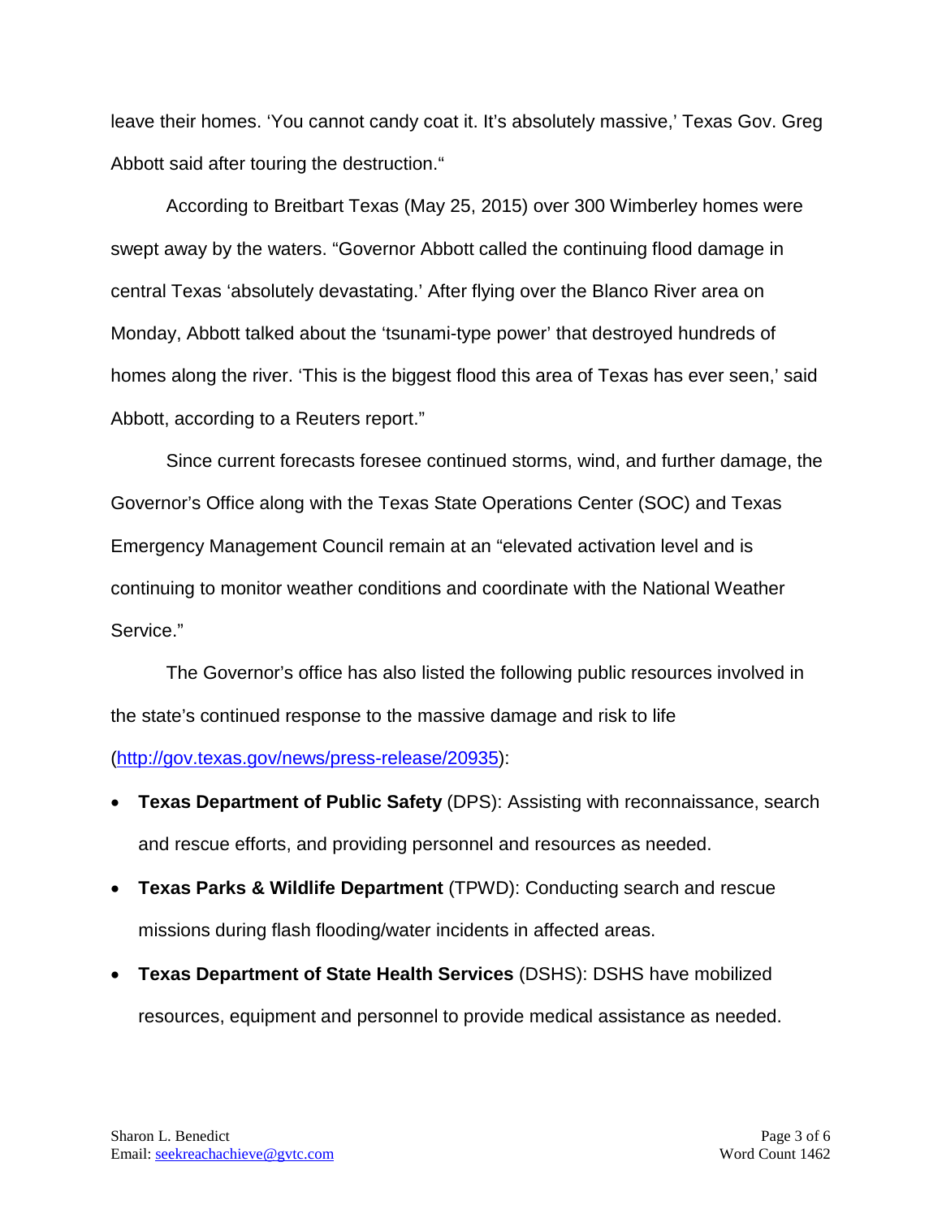leave their homes. 'You cannot candy coat it. It's absolutely massive,' Texas Gov. Greg Abbott said after touring the destruction."

According to Breitbart Texas (May 25, 2015) over 300 Wimberley homes were swept away by the waters. "Governor Abbott called the continuing flood damage in central Texas 'absolutely devastating.' After flying over the Blanco River area on Monday, Abbott talked about the 'tsunami-type power' that destroyed hundreds of homes along the river. 'This is the biggest flood this area of Texas has ever seen,' said Abbott, according to a Reuters report."

Since current forecasts foresee continued storms, wind, and further damage, the Governor's Office along with the Texas State Operations Center (SOC) and Texas Emergency Management Council remain at an "elevated activation level and is continuing to monitor weather conditions and coordinate with the National Weather Service."

The Governor's office has also listed the following public resources involved in the state's continued response to the massive damage and risk to life (http://gov.texas.gov/news/press-release/20935):

- **Texas Department of Public Safety** (DPS): Assisting with reconnaissance, search and rescue efforts, and providing personnel and resources as needed.
- **Texas Parks & Wildlife Department** (TPWD): Conducting search and rescue missions during flash flooding/water incidents in affected areas.
- **Texas Department of State Health Services** (DSHS): DSHS have mobilized resources, equipment and personnel to provide medical assistance as needed.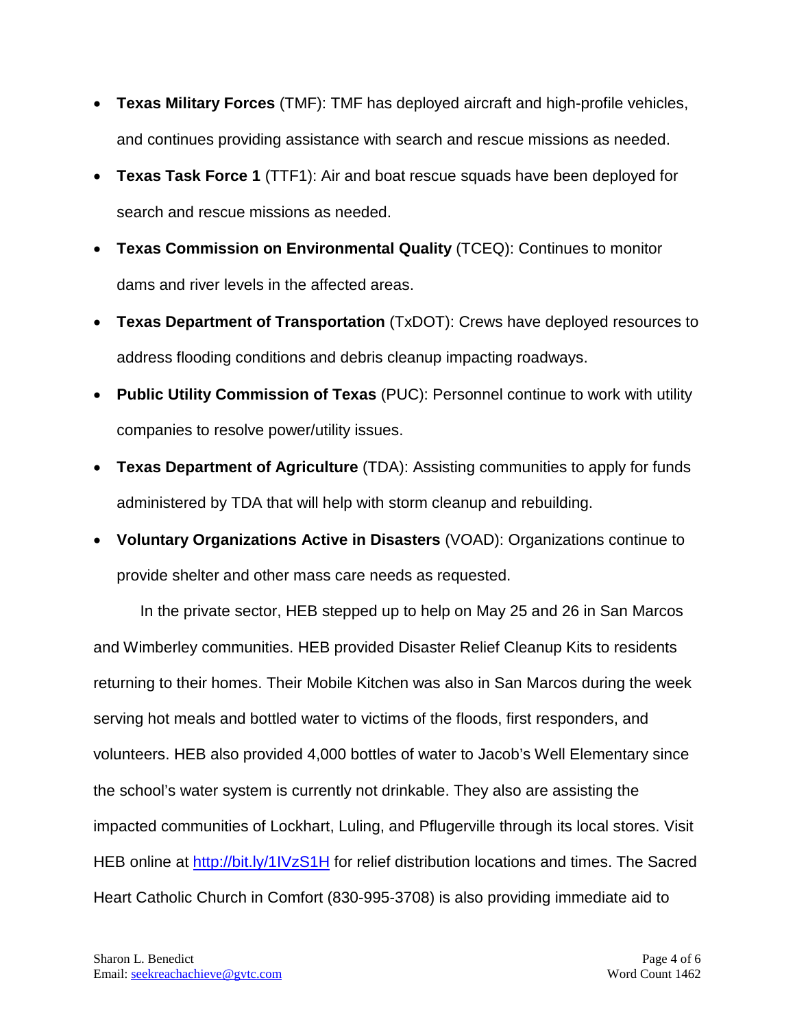- **Texas Military Forces** (TMF): TMF has deployed aircraft and high-profile vehicles, and continues providing assistance with search and rescue missions as needed.
- **Texas Task Force 1** (TTF1): Air and boat rescue squads have been deployed for search and rescue missions as needed.
- **Texas Commission on Environmental Quality** (TCEQ): Continues to monitor dams and river levels in the affected areas.
- **Texas Department of Transportation** (TxDOT): Crews have deployed resources to address flooding conditions and debris cleanup impacting roadways.
- **Public Utility Commission of Texas** (PUC): Personnel continue to work with utility companies to resolve power/utility issues.
- **Texas Department of Agriculture** (TDA): Assisting communities to apply for funds administered by TDA that will help with storm cleanup and rebuilding.
- **Voluntary Organizations Active in Disasters** (VOAD): Organizations continue to provide shelter and other mass care needs as requested.

In the private sector, HEB stepped up to help on May 25 and 26 in San Marcos and Wimberley communities. HEB provided Disaster Relief Cleanup Kits to residents returning to their homes. Their Mobile Kitchen was also in San Marcos during the week serving hot meals and bottled water to victims of the floods, first responders, and volunteers. HEB also provided 4,000 bottles of water to Jacob's Well Elementary since the school's water system is currently not drinkable. They also are assisting the impacted communities of Lockhart, Luling, and Pflugerville through its local stores. Visit HEB online at http://bit.ly/1IVzS1H for relief distribution locations and times. The Sacred Heart Catholic Church in Comfort (830-995-3708) is also providing immediate aid to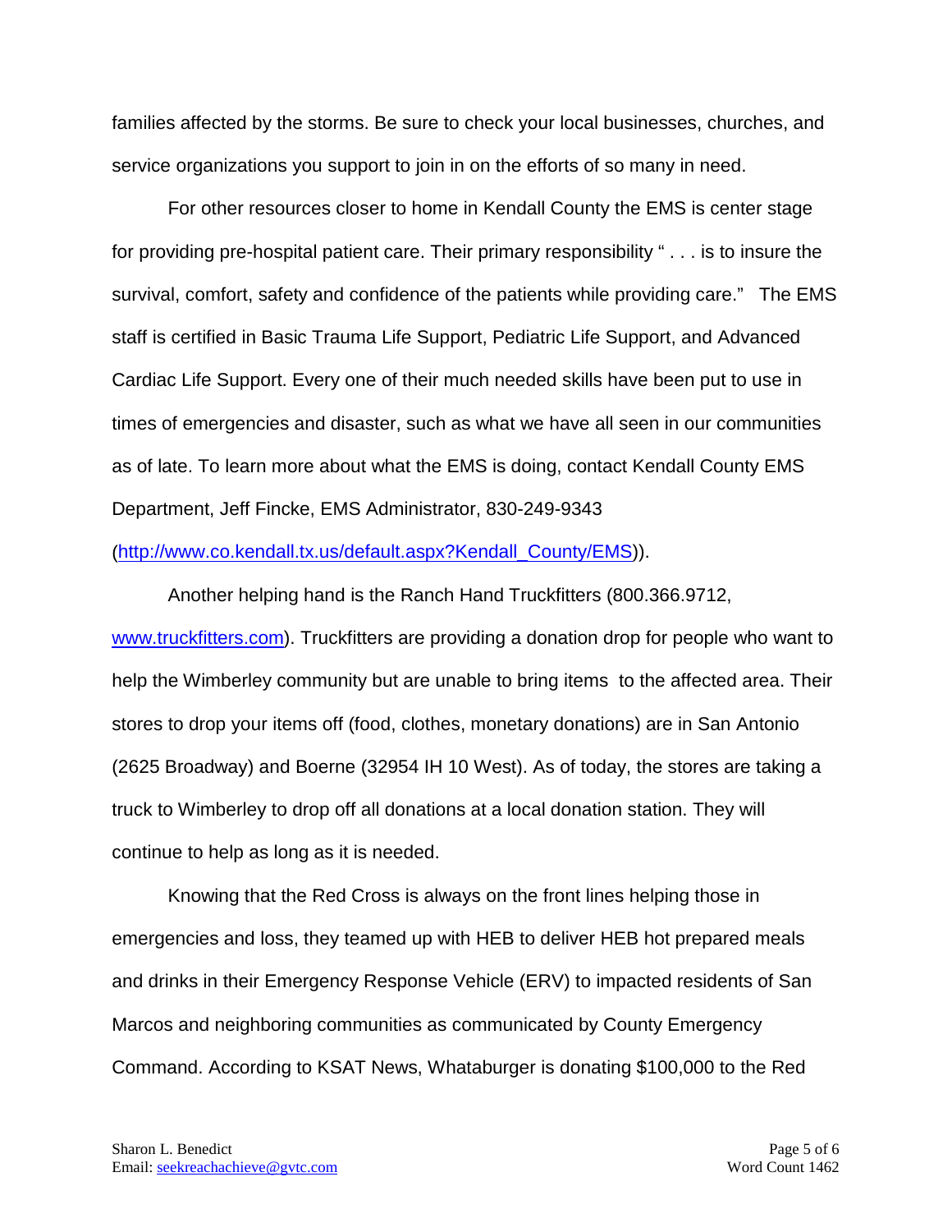families affected by the storms. Be sure to check your local businesses, churches, and service organizations you support to join in on the efforts of so many in need.

For other resources closer to home in Kendall County the EMS is center stage for providing pre-hospital patient care. Their primary responsibility " . . . is to insure the survival, comfort, safety and confidence of the patients while providing care." The EMS staff is certified in Basic Trauma Life Support, Pediatric Life Support, and Advanced Cardiac Life Support. Every one of their much needed skills have been put to use in times of emergencies and disaster, such as what we have all seen in our communities as of late. To learn more about what the EMS is doing, contact Kendall County EMS Department, Jeff Fincke, EMS Administrator, 830-249-9343 (http://www.co.kendall.tx.us/default.aspx?Kendall_County/EMS)).

Another helping hand is the Ranch Hand Truckfitters (800.366.9712, www.truckfitters.com). Truckfitters are providing a donation drop for people who want to help the Wimberley community but are unable to bring items to the affected area. Their stores to drop your items off (food, clothes, monetary donations) are in San Antonio (2625 Broadway) and Boerne (32954 IH 10 West). As of today, the stores are taking a truck to Wimberley to drop off all donations at a local donation station. They will continue to help as long as it is needed.

Knowing that the Red Cross is always on the front lines helping those in emergencies and loss, they teamed up with HEB to deliver HEB hot prepared meals and drinks in their Emergency Response Vehicle (ERV) to impacted residents of San Marcos and neighboring communities as communicated by County Emergency Command. According to KSAT News, Whataburger is donating $100,000 to the Red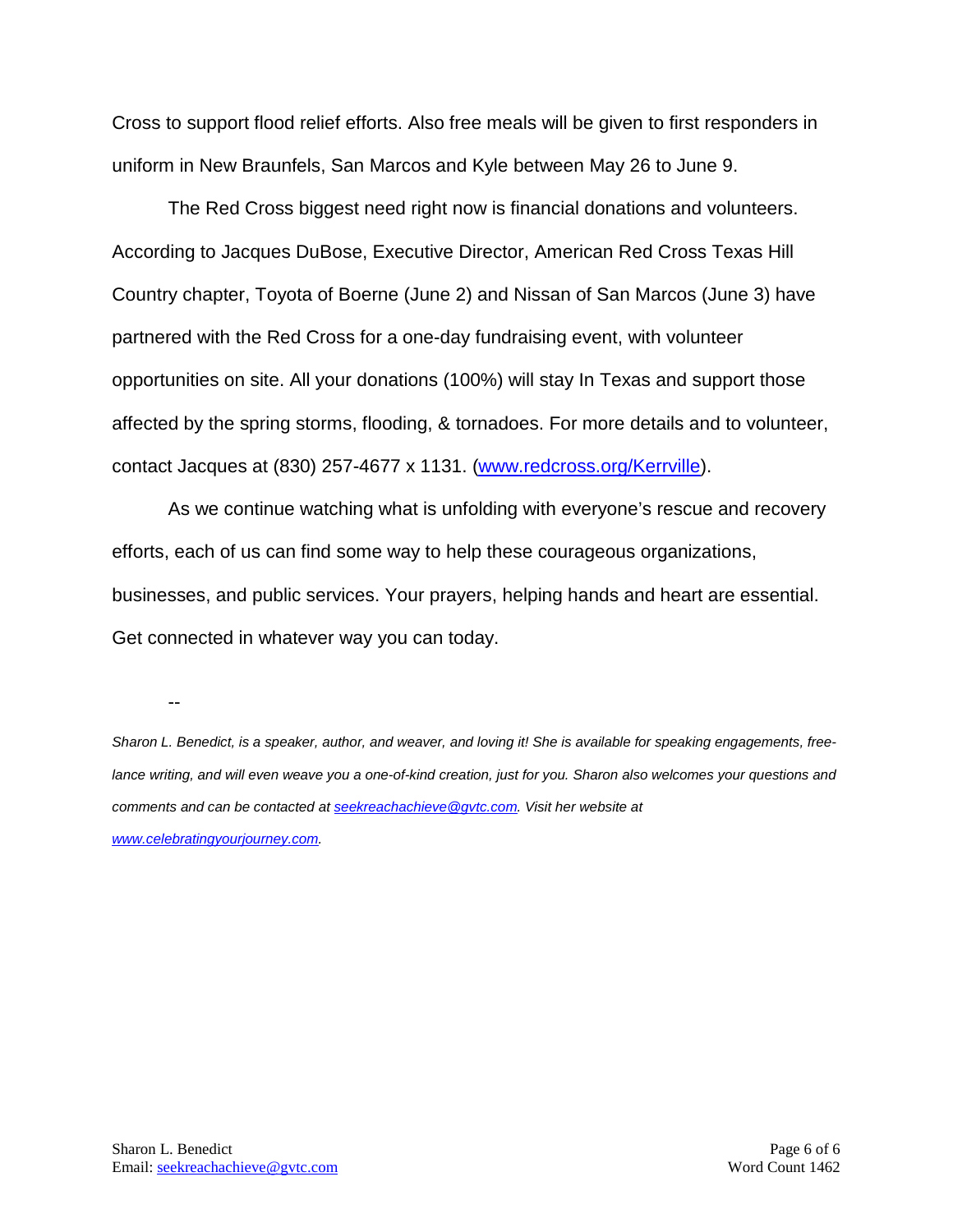Cross to support flood relief efforts. Also free meals will be given to first responders in uniform in New Braunfels, San Marcos and Kyle between May 26 to June 9.

The Red Cross biggest need right now is financial donations and volunteers. According to Jacques DuBose, Executive Director, American Red Cross Texas Hill Country chapter, Toyota of Boerne (June 2) and Nissan of San Marcos (June 3) have partnered with the Red Cross for a one-day fundraising event, with volunteer opportunities on site. All your donations (100%) will stay In Texas and support those affected by the spring storms, flooding, & tornadoes. For more details and to volunteer, contact Jacques at (830) 257-4677 x 1131. (www.redcross.org/Kerrville).

As we continue watching what is unfolding with everyone's rescue and recovery efforts, each of us can find some way to help these courageous organizations, businesses, and public services. Your prayers, helping hands and heart are essential. Get connected in whatever way you can today.

--

*Sharon L. Benedict, is a speaker, author, and weaver, and loving it! She is available for speaking engagements, free-lance writing, and will even weave you a one-of-kind creation, just for you. Sharon also welcomes your questions and comments and can be contacted at seekreachachieve@gvtc.com. Visit her website at www.celebratingyourjourney.com.*